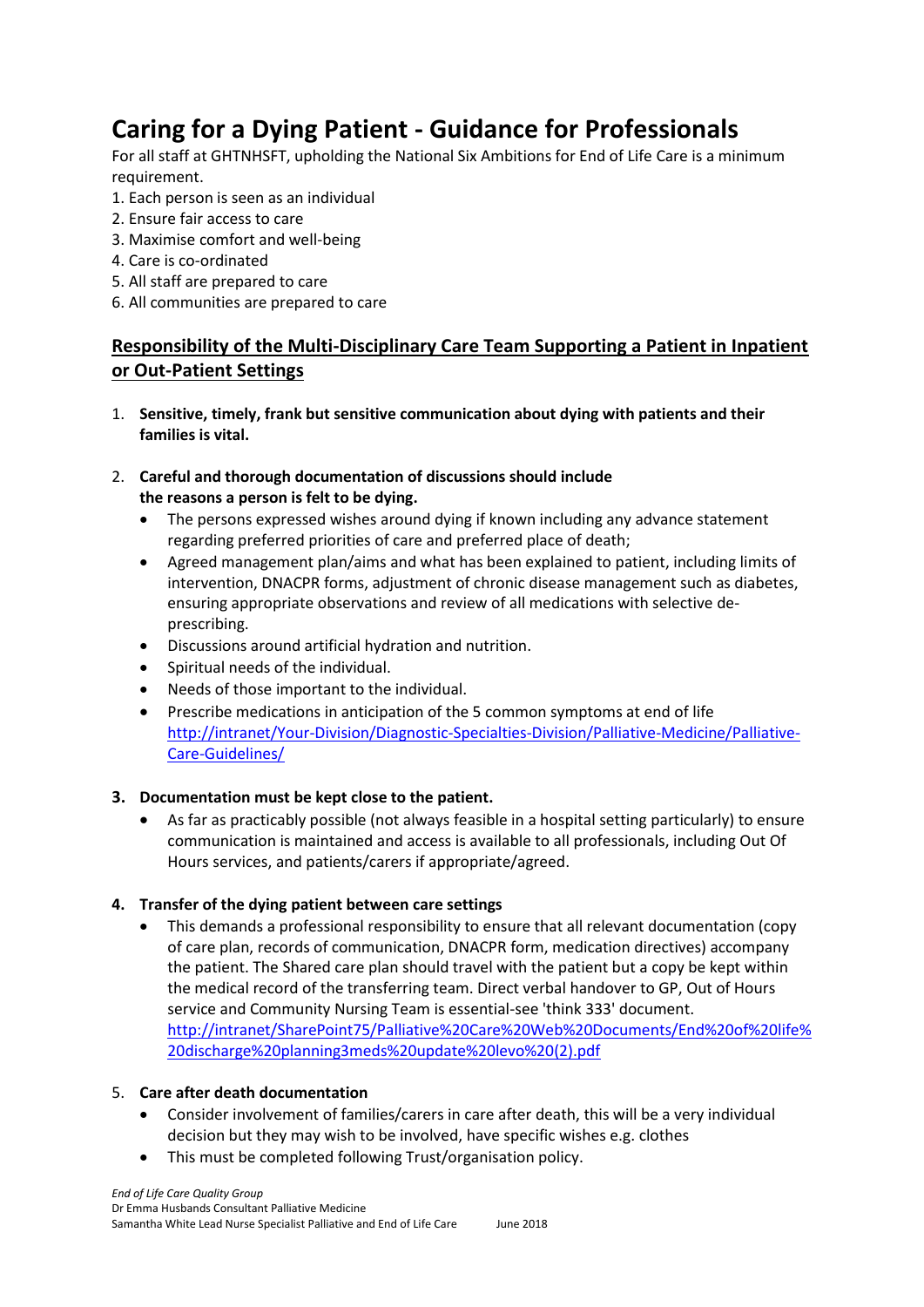# Caring for a Dying Patient - Guidance for Professionals

For all staff at GHTNHSFT, upholding the National Six Ambitions for End of Life Care is a minimum requirement.

1. Each person is seen as an individual
2. Ensure fair access to care
3. Maximise comfort and well-being
4. Care is co-ordinated
5. All staff are prepared to care
6. All communities are prepared to care

## Responsibility of the Multi-Disciplinary Care Team Supporting a Patient in Inpatient or Out-Patient Settings

1. **Sensitive, timely, frank but sensitive communication about dying with patients and their families is vital.**

2. **Careful and thorough documentation of discussions should include the reasons a person is felt to be dying.**
   - The persons expressed wishes around dying if known including any advance statement regarding preferred priorities of care and preferred place of death;
   - Agreed management plan/aims and what has been explained to patient, including limits of intervention, DNACPR forms, adjustment of chronic disease management such as diabetes, ensuring appropriate observations and review of all medications with selective de-prescribing.
   - Discussions around artificial hydration and nutrition.
   - Spiritual needs of the individual.
   - Needs of those important to the individual.
   - Prescribe medications in anticipation of the 5 common symptoms at end of life http://intranet/Your-Division/Diagnostic-Specialties-Division/Palliative-Medicine/Palliative-Care-Guidelines/

3. **Documentation must be kept close to the patient.**
   - As far as practicably possible (not always feasible in a hospital setting particularly) to ensure communication is maintained and access is available to all professionals, including Out Of Hours services, and patients/carers if appropriate/agreed.

4. **Transfer of the dying patient between care settings**
   - This demands a professional responsibility to ensure that all relevant documentation (copy of care plan, records of communication, DNACPR form, medication directives) accompany the patient. The Shared care plan should travel with the patient but a copy be kept within the medical record of the transferring team. Direct verbal handover to GP, Out of Hours service and Community Nursing Team is essential-see 'think 333' document. http://intranet/SharePoint75/Palliative%20Care%20Web%20Documents/End%20of%20life%20discharge%20planning3meds%20update%20levo%20(2).pdf

5. **Care after death documentation**
   - Consider involvement of families/carers in care after death, this will be a very individual decision but they may wish to be involved, have specific wishes e.g. clothes
   - This must be completed following Trust/organisation policy.

*End of Life Care Quality Group*
Dr Emma Husbands Consultant Palliative Medicine
Samantha White Lead Nurse Specialist Palliative and End of Life Care June 2018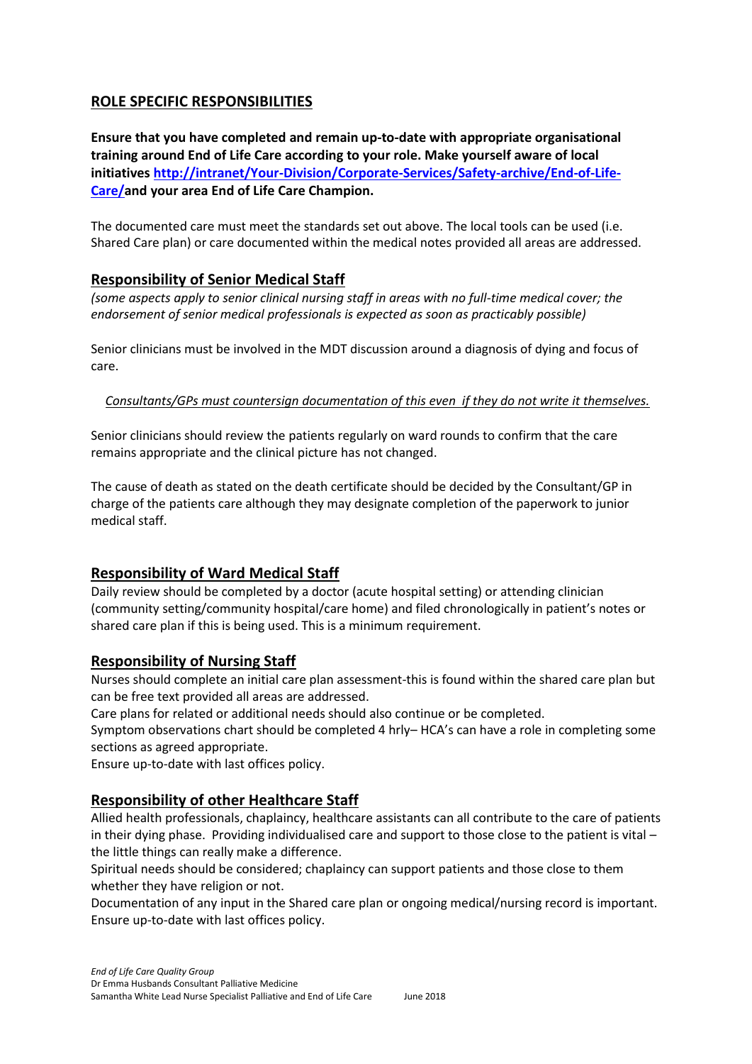## ROLE SPECIFIC RESPONSIBILITIES

**Ensure that you have completed and remain up-to-date with appropriate organisational training around End of Life Care according to your role. Make yourself aware of local initiatives [http://intranet/Your-Division/Corporate-Services/Safety-archive/End-of-Life-Care/](http://intranet/Your-Division/Corporate-Services/Safety-archive/End-of-Life-Care/)and your area End of Life Care Champion.**

The documented care must meet the standards set out above. The local tools can be used (i.e. Shared Care plan) or care documented within the medical notes provided all areas are addressed.

### Responsibility of Senior Medical Staff

*(some aspects apply to senior clinical nursing staff in areas with no full-time medical cover; the endorsement of senior medical professionals is expected as soon as practicably possible)*

Senior clinicians must be involved in the MDT discussion around a diagnosis of dying and focus of care.

*Consultants/GPs must countersign documentation of this even if they do not write it themselves.*

Senior clinicians should review the patients regularly on ward rounds to confirm that the care remains appropriate and the clinical picture has not changed.

The cause of death as stated on the death certificate should be decided by the Consultant/GP in charge of the patients care although they may designate completion of the paperwork to junior medical staff.

### Responsibility of Ward Medical Staff

Daily review should be completed by a doctor (acute hospital setting) or attending clinician (community setting/community hospital/care home) and filed chronologically in patient's notes or shared care plan if this is being used. This is a minimum requirement.

### Responsibility of Nursing Staff

Nurses should complete an initial care plan assessment-this is found within the shared care plan but can be free text provided all areas are addressed.
Care plans for related or additional needs should also continue or be completed.
Symptom observations chart should be completed 4 hrly– HCA's can have a role in completing some sections as agreed appropriate.
Ensure up-to-date with last offices policy.

### Responsibility of other Healthcare Staff

Allied health professionals, chaplaincy, healthcare assistants can all contribute to the care of patients in their dying phase. Providing individualised care and support to those close to the patient is vital – the little things can really make a difference.
Spiritual needs should be considered; chaplaincy can support patients and those close to them whether they have religion or not.
Documentation of any input in the Shared care plan or ongoing medical/nursing record is important.
Ensure up-to-date with last offices policy.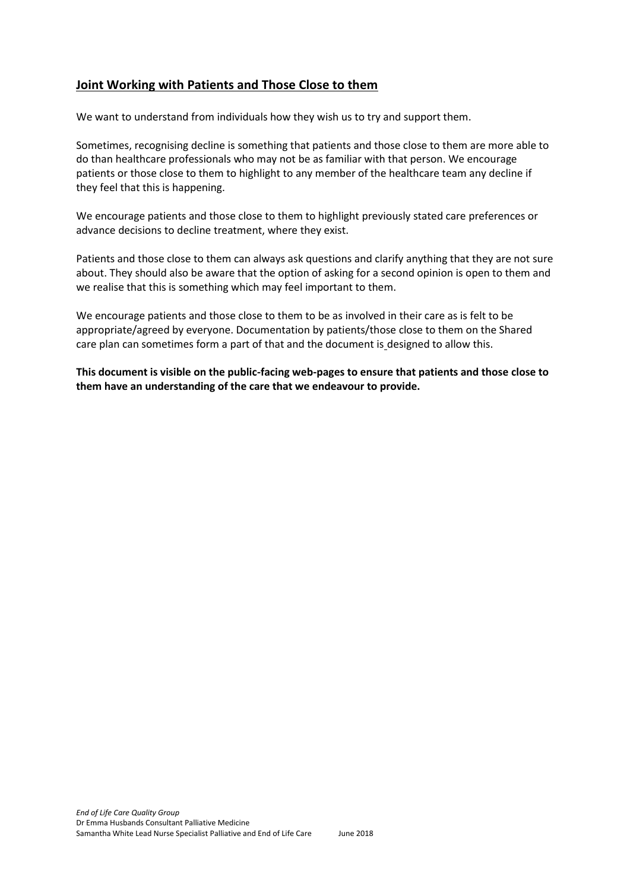## Joint Working with Patients and Those Close to them

We want to understand from individuals how they wish us to try and support them.

Sometimes, recognising decline is something that patients and those close to them are more able to do than healthcare professionals who may not be as familiar with that person. We encourage patients or those close to them to highlight to any member of the healthcare team any decline if they feel that this is happening.

We encourage patients and those close to them to highlight previously stated care preferences or advance decisions to decline treatment, where they exist.

Patients and those close to them can always ask questions and clarify anything that they are not sure about. They should also be aware that the option of asking for a second opinion is open to them and we realise that this is something which may feel important to them.

We encourage patients and those close to them to be as involved in their care as is felt to be appropriate/agreed by everyone. Documentation by patients/those close to them on the Shared care plan can sometimes form a part of that and the document is designed to allow this.

**This document is visible on the public-facing web-pages to ensure that patients and those close to them have an understanding of the care that we endeavour to provide.**

*End of Life Care Quality Group*
Dr Emma Husbands Consultant Palliative Medicine
Samantha White Lead Nurse Specialist Palliative and End of Life Care June 2018